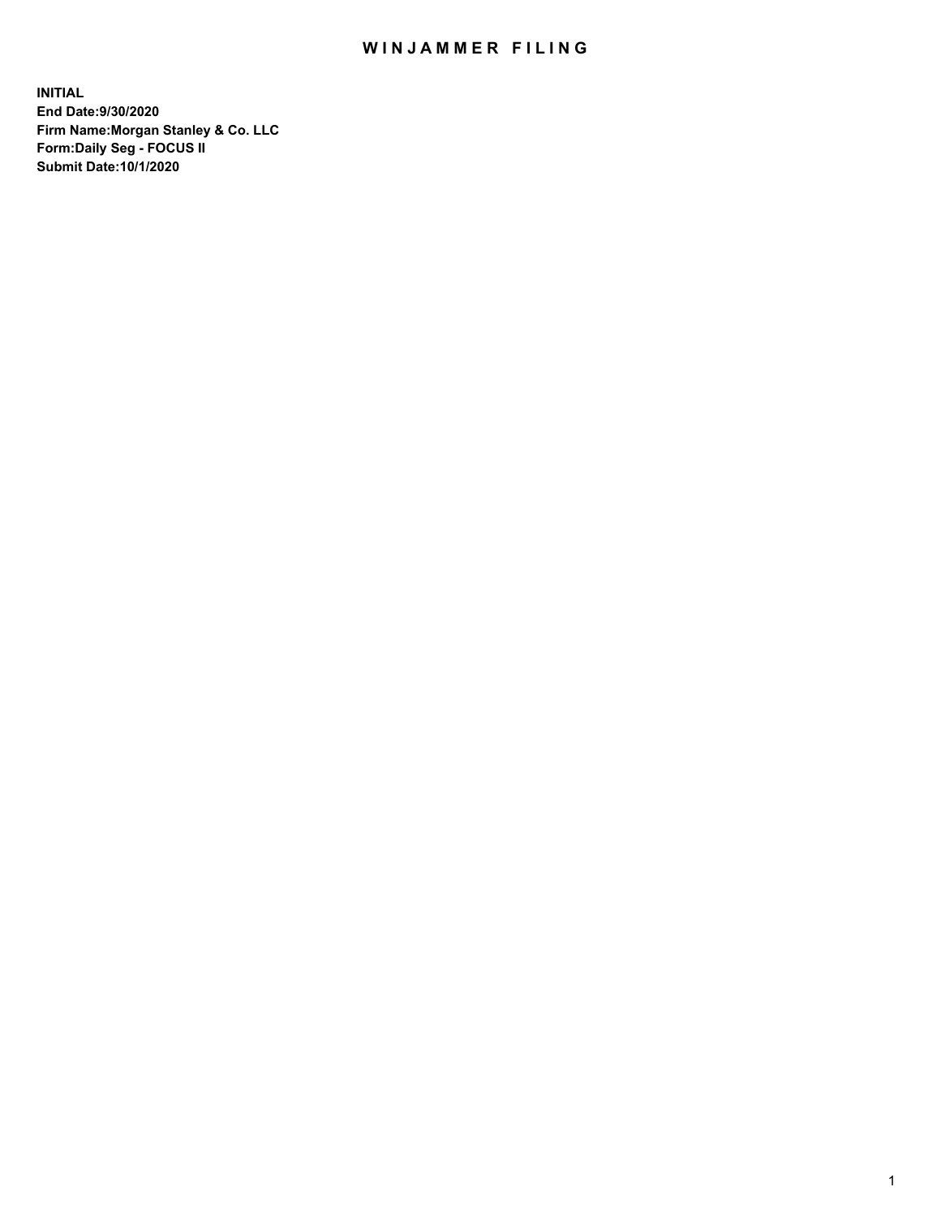# WINJAMMER FILING

**INITIAL**
**End Date:9/30/2020**
**Firm Name:Morgan Stanley & Co. LLC**
**Form:Daily Seg - FOCUS II**
**Submit Date:10/1/2020**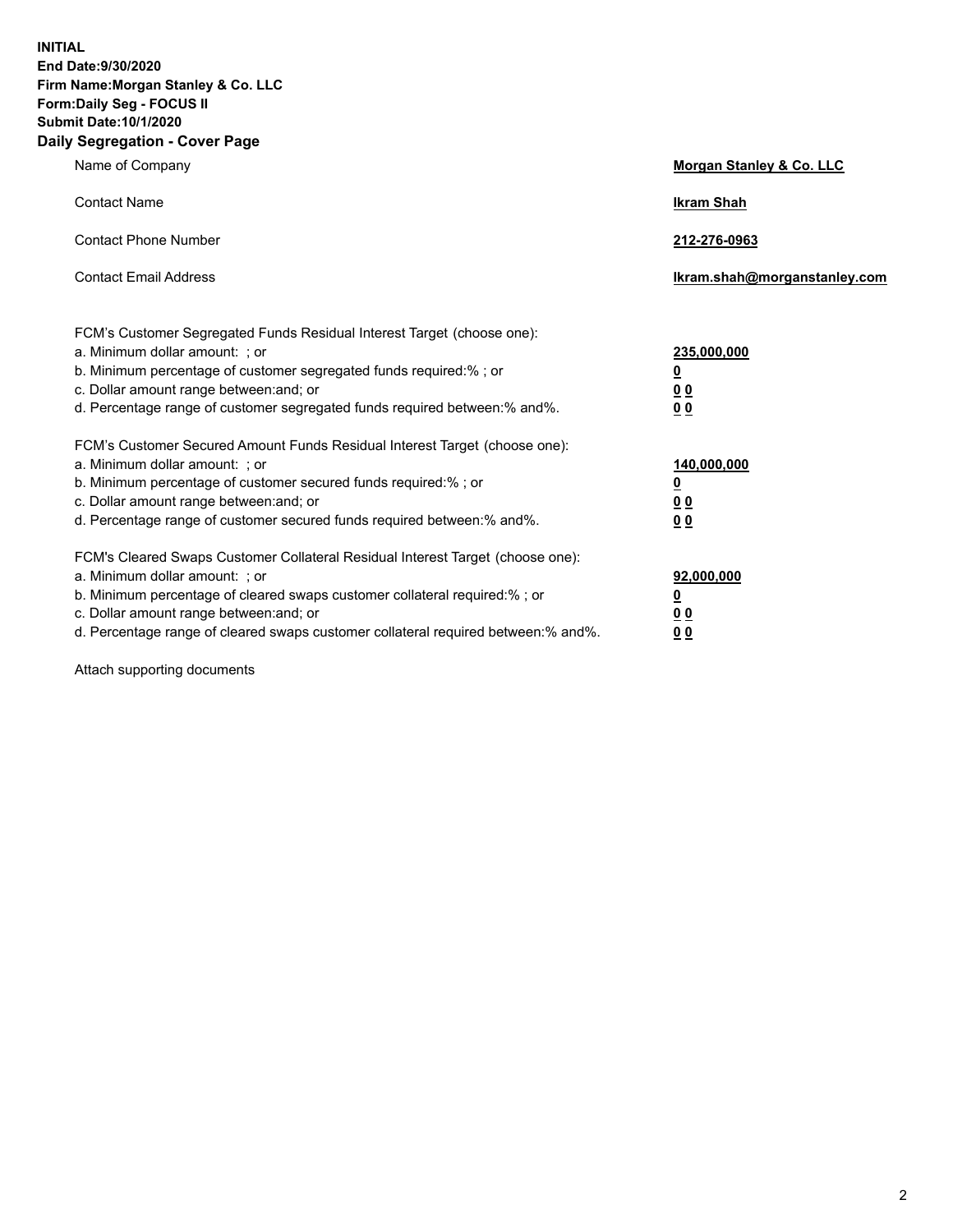**INITIAL**
**End Date:9/30/2020**
**Firm Name:Morgan Stanley & Co. LLC**
**Form:Daily Seg - FOCUS II**
**Submit Date:10/1/2020**

## Daily Segregation - Cover Page

| | |
|---|---|
| Name of Company | **Morgan Stanley & Co. LLC** |
| Contact Name | **Ikram Shah** |
| Contact Phone Number | **212-276-0963** |
| Contact Email Address | **Ikram.shah@morganstanley.com** |

| | |
|---|---|
| FCM's Customer Segregated Funds Residual Interest Target (choose one): | |
| a. Minimum dollar amount: ; or | **235,000,000** |
| b. Minimum percentage of customer segregated funds required:% ; or | **0** |
| c. Dollar amount range between:and; or | **0 0** |
| d. Percentage range of customer segregated funds required between:% and%. | **0 0** |
| FCM's Customer Secured Amount Funds Residual Interest Target (choose one): | |
| a. Minimum dollar amount: ; or | **140,000,000** |
| b. Minimum percentage of customer secured funds required:% ; or | **0** |
| c. Dollar amount range between:and; or | **0 0** |
| d. Percentage range of customer secured funds required between:% and%. | **0 0** |
| FCM's Cleared Swaps Customer Collateral Residual Interest Target (choose one): | |
| a. Minimum dollar amount: ; or | **92,000,000** |
| b. Minimum percentage of cleared swaps customer collateral required:% ; or | **0** |
| c. Dollar amount range between:and; or | **0 0** |
| d. Percentage range of cleared swaps customer collateral required between:% and%. | **0 0** |

Attach supporting documents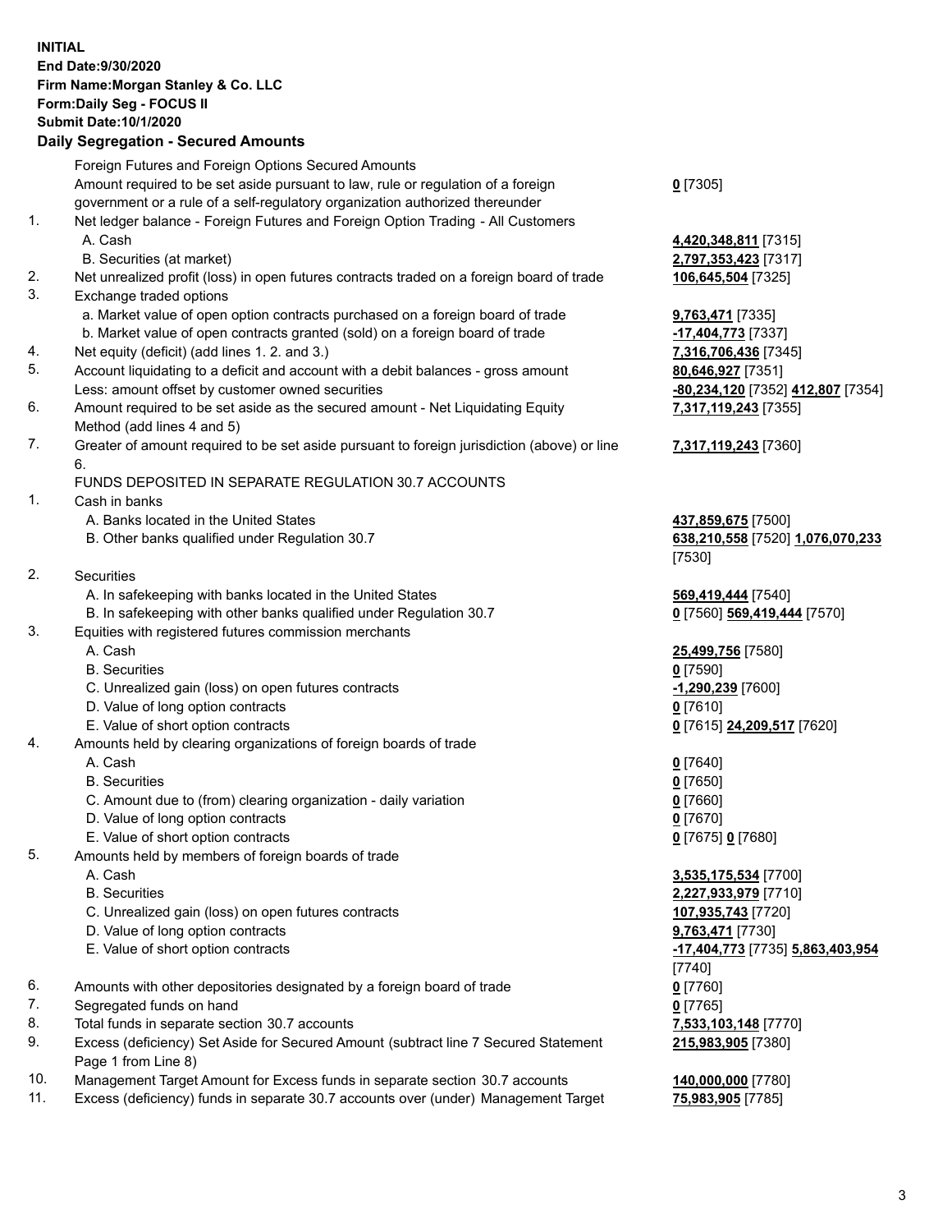**INITIAL**
**End Date:9/30/2020**
**Firm Name:Morgan Stanley & Co. LLC**
**Form:Daily Seg - FOCUS II**
**Submit Date:10/1/2020**

## Daily Segregation - Secured Amounts

| | | |
|---|---|---|
| | Foreign Futures and Foreign Options Secured Amounts | |
| | Amount required to be set aside pursuant to law, rule or regulation of a foreign government or a rule of a self-regulatory organization authorized thereunder | **0** [7305] |
| 1. | Net ledger balance - Foreign Futures and Foreign Option Trading - All Customers | |
| | A. Cash | **4,420,348,811** [7315] |
| | B. Securities (at market) | **2,797,353,423** [7317] |
| 2. | Net unrealized profit (loss) in open futures contracts traded on a foreign board of trade | **106,645,504** [7325] |
| 3. | Exchange traded options | |
| | a. Market value of open option contracts purchased on a foreign board of trade | **9,763,471** [7335] |
| | b. Market value of open contracts granted (sold) on a foreign board of trade | **-17,404,773** [7337] |
| 4. | Net equity (deficit) (add lines 1. 2. and 3.) | **7,316,706,436** [7345] |
| 5. | Account liquidating to a deficit and account with a debit balances - gross amount | **80,646,927** [7351] |
| | Less: amount offset by customer owned securities | **-80,234,120** [7352] **412,807** [7354] |
| 6. | Amount required to be set aside as the secured amount - Net Liquidating Equity Method (add lines 4 and 5) | **7,317,119,243** [7355] |
| 7. | Greater of amount required to be set aside pursuant to foreign jurisdiction (above) or line 6. | **7,317,119,243** [7360] |
| | FUNDS DEPOSITED IN SEPARATE REGULATION 30.7 ACCOUNTS | |
| 1. | Cash in banks | |
| | A. Banks located in the United States | **437,859,675** [7500] |
| | B. Other banks qualified under Regulation 30.7 | **638,210,558** [7520] **1,076,070,233** [7530] |
| 2. | Securities | |
| | A. In safekeeping with banks located in the United States | **569,419,444** [7540] |
| | B. In safekeeping with other banks qualified under Regulation 30.7 | **0** [7560] **569,419,444** [7570] |
| 3. | Equities with registered futures commission merchants | |
| | A. Cash | **25,499,756** [7580] |
| | B. Securities | **0** [7590] |
| | C. Unrealized gain (loss) on open futures contracts | **-1,290,239** [7600] |
| | D. Value of long option contracts | **0** [7610] |
| | E. Value of short option contracts | **0** [7615] **24,209,517** [7620] |
| 4. | Amounts held by clearing organizations of foreign boards of trade | |
| | A. Cash | **0** [7640] |
| | B. Securities | **0** [7650] |
| | C. Amount due to (from) clearing organization - daily variation | **0** [7660] |
| | D. Value of long option contracts | **0** [7670] |
| | E. Value of short option contracts | **0** [7675] **0** [7680] |
| 5. | Amounts held by members of foreign boards of trade | |
| | A. Cash | **3,535,175,534** [7700] |
| | B. Securities | **2,227,933,979** [7710] |
| | C. Unrealized gain (loss) on open futures contracts | **107,935,743** [7720] |
| | D. Value of long option contracts | **9,763,471** [7730] |
| | E. Value of short option contracts | **-17,404,773** [7735] **5,863,403,954** [7740] |
| 6. | Amounts with other depositories designated by a foreign board of trade | **0** [7760] |
| 7. | Segregated funds on hand | **0** [7765] |
| 8. | Total funds in separate section 30.7 accounts | **7,533,103,148** [7770] |
| 9. | Excess (deficiency) Set Aside for Secured Amount (subtract line 7 Secured Statement Page 1 from Line 8) | **215,983,905** [7380] |
| 10. | Management Target Amount for Excess funds in separate section 30.7 accounts | **140,000,000** [7780] |
| 11. | Excess (deficiency) funds in separate 30.7 accounts over (under) Management Target | **75,983,905** [7785] |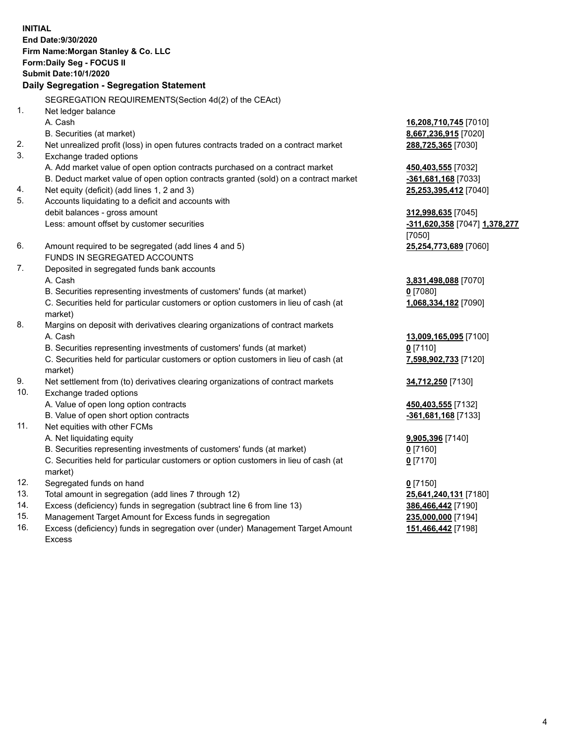**INITIAL**
**End Date:9/30/2020**
**Firm Name:Morgan Stanley & Co. LLC**
**Form:Daily Seg - FOCUS II**
**Submit Date:10/1/2020**

## Daily Segregation - Segregation Statement

| | | |
|---|---|---|
| | SEGREGATION REQUIREMENTS(Section 4d(2) of the CEAct) | |
| 1. | Net ledger balance | |
| | A. Cash | **16,208,710,745** [7010] |
| | B. Securities (at market) | **8,667,236,915** [7020] |
| 2. | Net unrealized profit (loss) in open futures contracts traded on a contract market | **288,725,365** [7030] |
| 3. | Exchange traded options | |
| | A. Add market value of open option contracts purchased on a contract market | **450,403,555** [7032] |
| | B. Deduct market value of open option contracts granted (sold) on a contract market | **-361,681,168** [7033] |
| 4. | Net equity (deficit) (add lines 1, 2 and 3) | **25,253,395,412** [7040] |
| 5. | Accounts liquidating to a deficit and accounts with debit balances - gross amount | **312,998,635** [7045] |
| | Less: amount offset by customer securities | **-311,620,358** [7047] **1,378,277** [7050] |
| 6. | Amount required to be segregated (add lines 4 and 5) | **25,254,773,689** [7060] |
| | FUNDS IN SEGREGATED ACCOUNTS | |
| 7. | Deposited in segregated funds bank accounts | |
| | A. Cash | **3,831,498,088** [7070] |
| | B. Securities representing investments of customers' funds (at market) | **0** [7080] |
| | C. Securities held for particular customers or option customers in lieu of cash (at market) | **1,068,334,182** [7090] |
| 8. | Margins on deposit with derivatives clearing organizations of contract markets | |
| | A. Cash | **13,009,165,095** [7100] |
| | B. Securities representing investments of customers' funds (at market) | **0** [7110] |
| | C. Securities held for particular customers or option customers in lieu of cash (at market) | **7,598,902,733** [7120] |
| 9. | Net settlement from (to) derivatives clearing organizations of contract markets | **34,712,250** [7130] |
| 10. | Exchange traded options | |
| | A. Value of open long option contracts | **450,403,555** [7132] |
| | B. Value of open short option contracts | **-361,681,168** [7133] |
| 11. | Net equities with other FCMs | |
| | A. Net liquidating equity | **9,905,396** [7140] |
| | B. Securities representing investments of customers' funds (at market) | **0** [7160] |
| | C. Securities held for particular customers or option customers in lieu of cash (at market) | **0** [7170] |
| 12. | Segregated funds on hand | **0** [7150] |
| 13. | Total amount in segregation (add lines 7 through 12) | **25,641,240,131** [7180] |
| 14. | Excess (deficiency) funds in segregation (subtract line 6 from line 13) | **386,466,442** [7190] |
| 15. | Management Target Amount for Excess funds in segregation | **235,000,000** [7194] |
| 16. | Excess (deficiency) funds in segregation over (under) Management Target Amount Excess | **151,466,442** [7198] |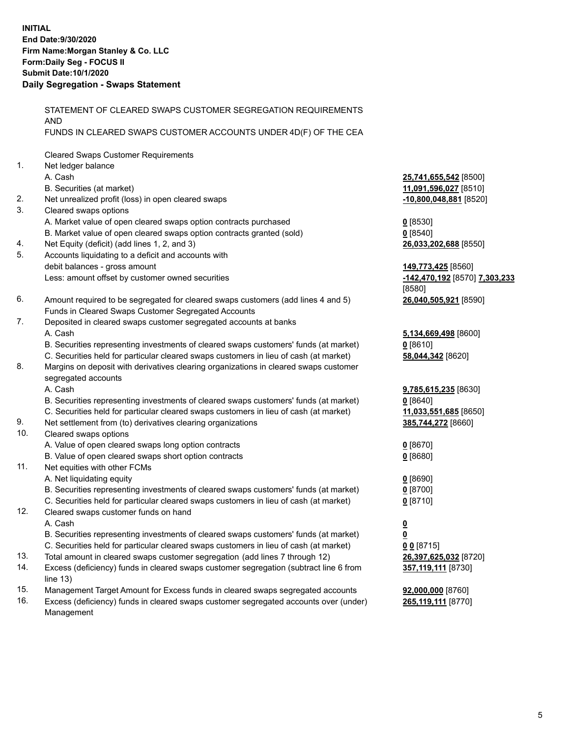**INITIAL**
**End Date:9/30/2020**
**Firm Name:Morgan Stanley & Co. LLC**
**Form:Daily Seg - FOCUS II**
**Submit Date:10/1/2020**
**Daily Segregation - Swaps Statement**

STATEMENT OF CLEARED SWAPS CUSTOMER SEGREGATION REQUIREMENTS AND FUNDS IN CLEARED SWAPS CUSTOMER ACCOUNTS UNDER 4D(F) OF THE CEA

| | | |
|---|---|---|
| | Cleared Swaps Customer Requirements | |
| 1. | Net ledger balance | |
| | A. Cash | **25,741,655,542** [8500] |
| | B. Securities (at market) | **11,091,596,027** [8510] |
| 2. | Net unrealized profit (loss) in open cleared swaps | **-10,800,048,881** [8520] |
| 3. | Cleared swaps options | |
| | A. Market value of open cleared swaps option contracts purchased | **0** [8530] |
| | B. Market value of open cleared swaps option contracts granted (sold) | **0** [8540] |
| 4. | Net Equity (deficit) (add lines 1, 2, and 3) | **26,033,202,688** [8550] |
| 5. | Accounts liquidating to a deficit and accounts with debit balances - gross amount | **149,773,425** [8560] |
| | Less: amount offset by customer owned securities | **-142,470,192** [8570] **7,303,233** [8580] |
| 6. | Amount required to be segregated for cleared swaps customers (add lines 4 and 5) | **26,040,505,921** [8590] |
| | Funds in Cleared Swaps Customer Segregated Accounts | |
| 7. | Deposited in cleared swaps customer segregated accounts at banks | |
| | A. Cash | **5,134,669,498** [8600] |
| | B. Securities representing investments of cleared swaps customers' funds (at market) | **0** [8610] |
| | C. Securities held for particular cleared swaps customers in lieu of cash (at market) | **58,044,342** [8620] |
| 8. | Margins on deposit with derivatives clearing organizations in cleared swaps customer segregated accounts | |
| | A. Cash | **9,785,615,235** [8630] |
| | B. Securities representing investments of cleared swaps customers' funds (at market) | **0** [8640] |
| | C. Securities held for particular cleared swaps customers in lieu of cash (at market) | **11,033,551,685** [8650] |
| 9. | Net settlement from (to) derivatives clearing organizations | **385,744,272** [8660] |
| 10. | Cleared swaps options | |
| | A. Value of open cleared swaps long option contracts | **0** [8670] |
| | B. Value of open cleared swaps short option contracts | **0** [8680] |
| 11. | Net equities with other FCMs | |
| | A. Net liquidating equity | **0** [8690] |
| | B. Securities representing investments of cleared swaps customers' funds (at market) | **0** [8700] |
| | C. Securities held for particular cleared swaps customers in lieu of cash (at market) | **0** [8710] |
| 12. | Cleared swaps customer funds on hand | |
| | A. Cash | **0** |
| | B. Securities representing investments of cleared swaps customers' funds (at market) | **0** |
| | C. Securities held for particular cleared swaps customers in lieu of cash (at market) | **0** **0** [8715] |
| 13. | Total amount in cleared swaps customer segregation (add lines 7 through 12) | **26,397,625,032** [8720] |
| 14. | Excess (deficiency) funds in cleared swaps customer segregation (subtract line 6 from line 13) | **357,119,111** [8730] |
| 15. | Management Target Amount for Excess funds in cleared swaps segregated accounts | **92,000,000** [8760] |
| 16. | Excess (deficiency) funds in cleared swaps customer segregated accounts over (under) Management | **265,119,111** [8770] |